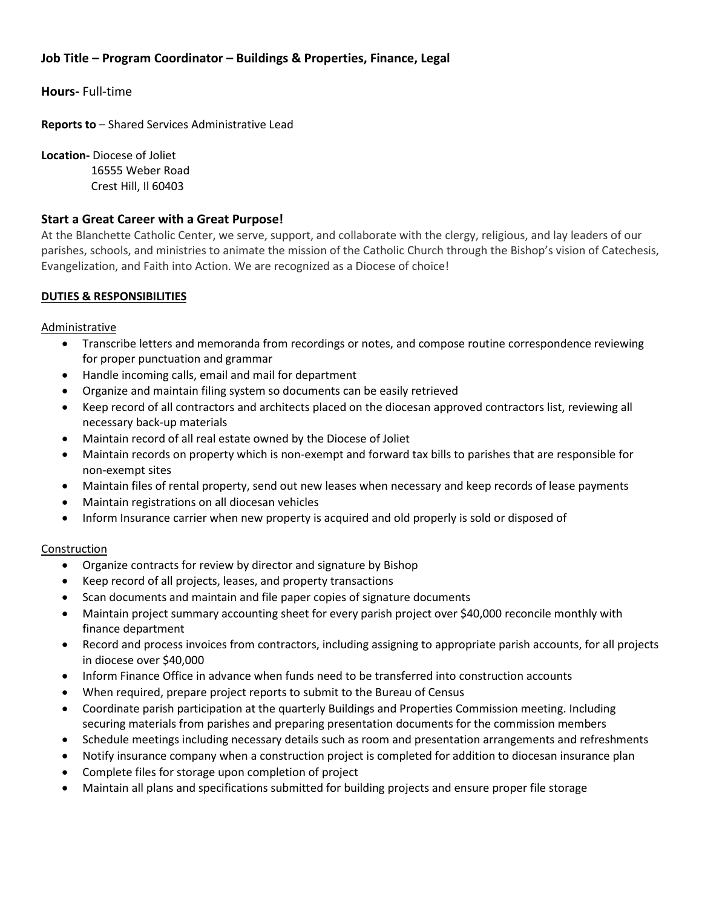**Job Title – Program Coordinator – Buildings & Properties, Finance, Legal**

**Hours-** Full-time

**Reports to** – Shared Services Administrative Lead

**Location-** Diocese of Joliet
16555 Weber Road
Crest Hill, Il 60403

## Start a Great Career with a Great Purpose!

At the Blanchette Catholic Center, we serve, support, and collaborate with the clergy, religious, and lay leaders of our parishes, schools, and ministries to animate the mission of the Catholic Church through the Bishop's vision of Catechesis, Evangelization, and Faith into Action. We are recognized as a Diocese of choice!

**DUTIES & RESPONSIBILITIES**

Administrative

- Transcribe letters and memoranda from recordings or notes, and compose routine correspondence reviewing for proper punctuation and grammar
- Handle incoming calls, email and mail for department
- Organize and maintain filing system so documents can be easily retrieved
- Keep record of all contractors and architects placed on the diocesan approved contractors list, reviewing all necessary back-up materials
- Maintain record of all real estate owned by the Diocese of Joliet
- Maintain records on property which is non-exempt and forward tax bills to parishes that are responsible for non-exempt sites
- Maintain files of rental property, send out new leases when necessary and keep records of lease payments
- Maintain registrations on all diocesan vehicles
- Inform Insurance carrier when new property is acquired and old properly is sold or disposed of

Construction

- Organize contracts for review by director and signature by Bishop
- Keep record of all projects, leases, and property transactions
- Scan documents and maintain and file paper copies of signature documents
- Maintain project summary accounting sheet for every parish project over $40,000 reconcile monthly with finance department
- Record and process invoices from contractors, including assigning to appropriate parish accounts, for all projects in diocese over $40,000
- Inform Finance Office in advance when funds need to be transferred into construction accounts
- When required, prepare project reports to submit to the Bureau of Census
- Coordinate parish participation at the quarterly Buildings and Properties Commission meeting. Including securing materials from parishes and preparing presentation documents for the commission members
- Schedule meetings including necessary details such as room and presentation arrangements and refreshments
- Notify insurance company when a construction project is completed for addition to diocesan insurance plan
- Complete files for storage upon completion of project
- Maintain all plans and specifications submitted for building projects and ensure proper file storage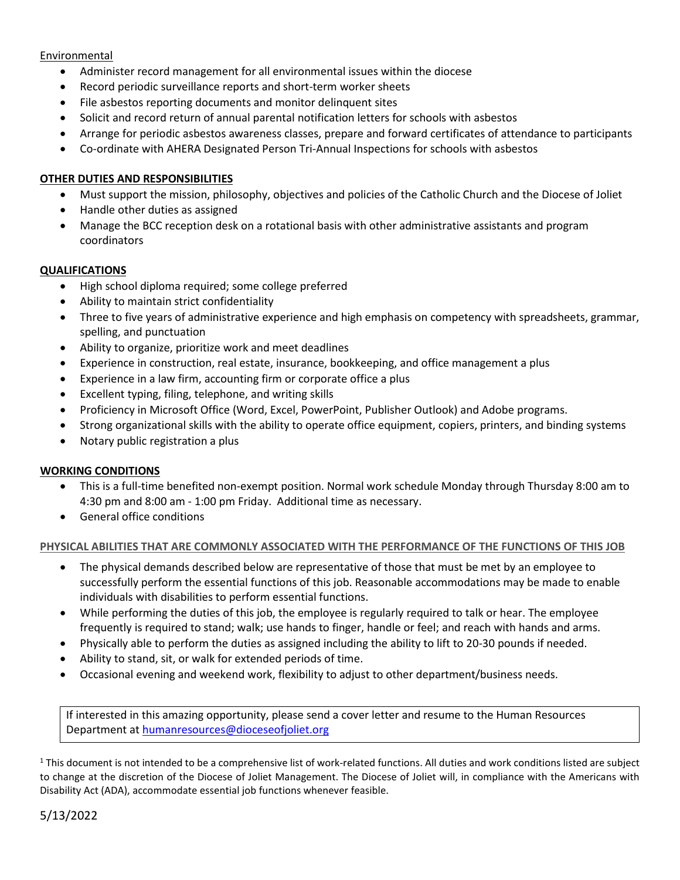Environmental

- Administer record management for all environmental issues within the diocese
- Record periodic surveillance reports and short-term worker sheets
- File asbestos reporting documents and monitor delinquent sites
- Solicit and record return of annual parental notification letters for schools with asbestos
- Arrange for periodic asbestos awareness classes, prepare and forward certificates of attendance to participants
- Co-ordinate with AHERA Designated Person Tri-Annual Inspections for schools with asbestos

## OTHER DUTIES AND RESPONSIBILITIES

- Must support the mission, philosophy, objectives and policies of the Catholic Church and the Diocese of Joliet
- Handle other duties as assigned
- Manage the BCC reception desk on a rotational basis with other administrative assistants and program coordinators

## QUALIFICATIONS

- High school diploma required; some college preferred
- Ability to maintain strict confidentiality
- Three to five years of administrative experience and high emphasis on competency with spreadsheets, grammar, spelling, and punctuation
- Ability to organize, prioritize work and meet deadlines
- Experience in construction, real estate, insurance, bookkeeping, and office management a plus
- Experience in a law firm, accounting firm or corporate office a plus
- Excellent typing, filing, telephone, and writing skills
- Proficiency in Microsoft Office (Word, Excel, PowerPoint, Publisher Outlook) and Adobe programs.
- Strong organizational skills with the ability to operate office equipment, copiers, printers, and binding systems
- Notary public registration a plus

## WORKING CONDITIONS

- This is a full-time benefited non-exempt position. Normal work schedule Monday through Thursday 8:00 am to 4:30 pm and 8:00 am - 1:00 pm Friday. Additional time as necessary.
- General office conditions

## PHYSICAL ABILITIES THAT ARE COMMONLY ASSOCIATED WITH THE PERFORMANCE OF THE FUNCTIONS OF THIS JOB

- The physical demands described below are representative of those that must be met by an employee to successfully perform the essential functions of this job. Reasonable accommodations may be made to enable individuals with disabilities to perform essential functions.
- While performing the duties of this job, the employee is regularly required to talk or hear. The employee frequently is required to stand; walk; use hands to finger, handle or feel; and reach with hands and arms.
- Physically able to perform the duties as assigned including the ability to lift to 20-30 pounds if needed.
- Ability to stand, sit, or walk for extended periods of time.
- Occasional evening and weekend work, flexibility to adjust to other department/business needs.

If interested in this amazing opportunity, please send a cover letter and resume to the Human Resources Department at humanresources@dioceseofjoliet.org

[1] This document is not intended to be a comprehensive list of work-related functions. All duties and work conditions listed are subject to change at the discretion of the Diocese of Joliet Management. The Diocese of Joliet will, in compliance with the Americans with Disability Act (ADA), accommodate essential job functions whenever feasible.

5/13/2022